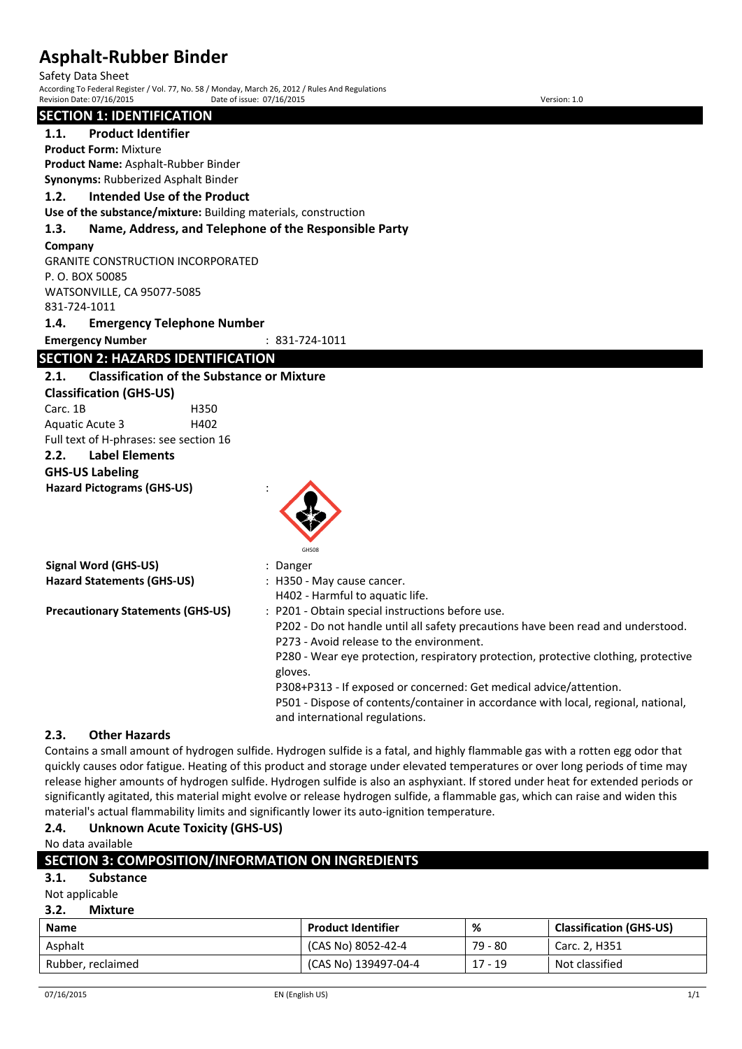# Asphalt-Rubber Binder

Safety Data Sheet

According To Federal Register / Vol. 77, No. 58 / Monday, March 26, 2012 / Rules And Regulations

Revision Date: 07/16/2015 Date of issue: 07/16/2015 Version: 1.0

## SECTION 1: IDENTIFICATION

### 1.1. Product Identifier

**Product Form:** Mixture

**Product Name:** Asphalt-Rubber Binder

**Synonyms:** Rubberized Asphalt Binder

### 1.2. Intended Use of the Product

**Use of the substance/mixture:** Building materials, construction

### 1.3. Name, Address, and Telephone of the Responsible Party

**Company**

GRANITE CONSTRUCTION INCORPORATED
P. O. BOX 50085
WATSONVILLE, CA 95077-5085
831-724-1011

### 1.4. Emergency Telephone Number

**Emergency Number** : 831-724-1011

## SECTION 2: HAZARDS IDENTIFICATION

### 2.1. Classification of the Substance or Mixture

**Classification (GHS-US)**

Carc. 1B H350

Aquatic Acute 3 H402

Full text of H-phrases: see section 16

### 2.2. Label Elements

**GHS-US Labeling**

**Hazard Pictograms (GHS-US)** :

GHS08

**Signal Word (GHS-US)** : Danger

**Hazard Statements (GHS-US)** : H350 - May cause cancer.
H402 - Harmful to aquatic life.

**Precautionary Statements (GHS-US)** : P201 - Obtain special instructions before use.
P202 - Do not handle until all safety precautions have been read and understood.
P273 - Avoid release to the environment.
P280 - Wear eye protection, respiratory protection, protective clothing, protective gloves.
P308+P313 - If exposed or concerned: Get medical advice/attention.
P501 - Dispose of contents/container in accordance with local, regional, national, and international regulations.

### 2.3. Other Hazards

Contains a small amount of hydrogen sulfide. Hydrogen sulfide is a fatal, and highly flammable gas with a rotten egg odor that quickly causes odor fatigue. Heating of this product and storage under elevated temperatures or over long periods of time may release higher amounts of hydrogen sulfide. Hydrogen sulfide is also an asphyxiant. If stored under heat for extended periods or significantly agitated, this material might evolve or release hydrogen sulfide, a flammable gas, which can raise and widen this material's actual flammability limits and significantly lower its auto-ignition temperature.

### 2.4. Unknown Acute Toxicity (GHS-US)

No data available

## SECTION 3: COMPOSITION/INFORMATION ON INGREDIENTS

### 3.1. Substance

Not applicable

### 3.2. Mixture

| Name | Product Identifier | % | Classification (GHS-US) |
|---|---|---|---|
| Asphalt | (CAS No) 8052-42-4 | 79 - 80 | Carc. 2, H351 |
| Rubber, reclaimed | (CAS No) 139497-04-4 | 17 - 19 | Not classified |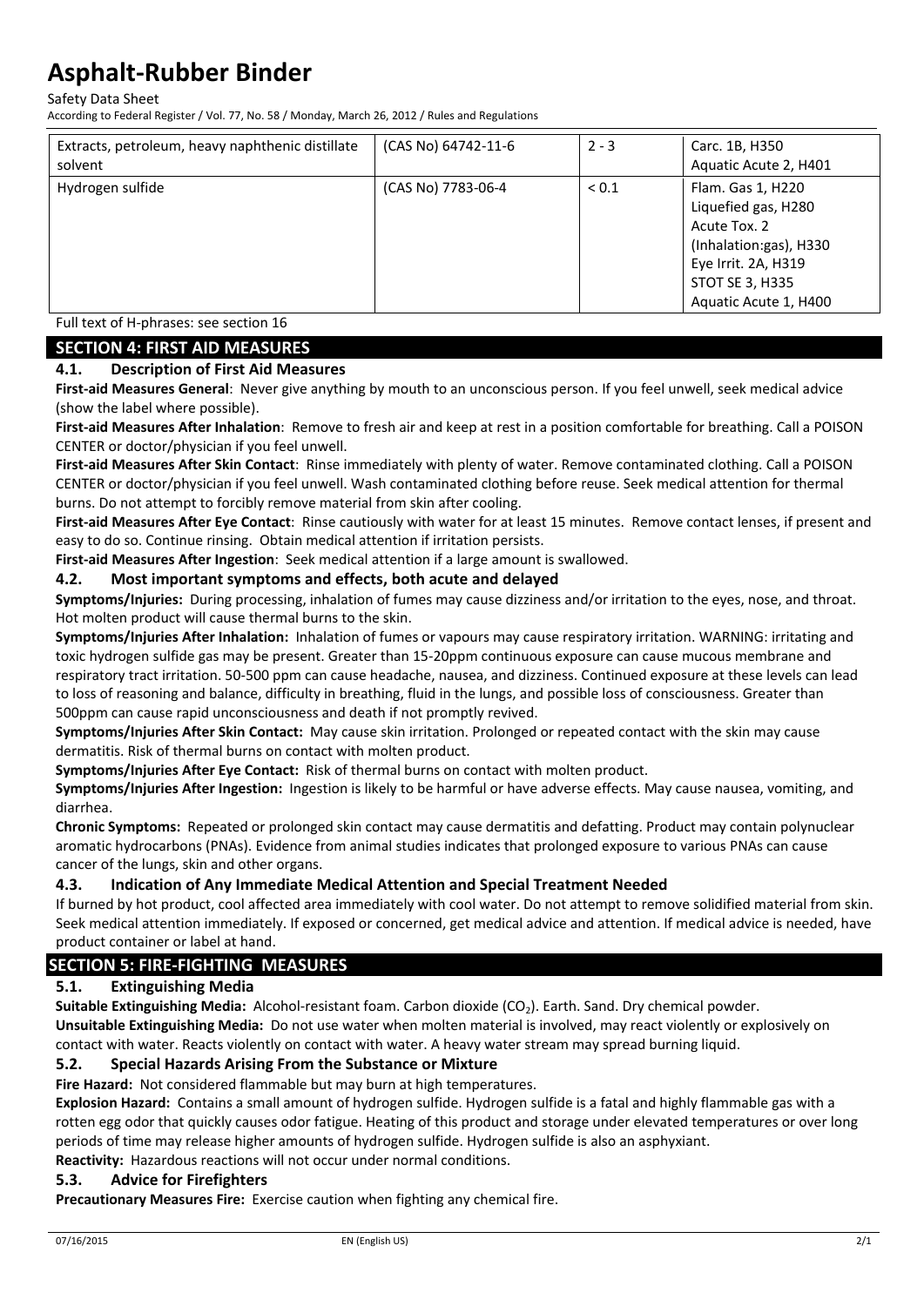| Extracts, petroleum, heavy naphthenic distillate solvent | (CAS No) 64742-11-6 | 2 - 3 | Carc. 1B, H350<br>Aquatic Acute 2, H401 |
|---|---|---|---|
| Hydrogen sulfide | (CAS No) 7783-06-4 | < 0.1 | Flam. Gas 1, H220<br>Liquefied gas, H280<br>Acute Tox. 2 (Inhalation:gas), H330<br>Eye Irrit. 2A, H319<br>STOT SE 3, H335<br>Aquatic Acute 1, H400 |

Full text of H-phrases: see section 16

## SECTION 4: FIRST AID MEASURES

### 4.1. Description of First Aid Measures

**First-aid Measures General**: Never give anything by mouth to an unconscious person. If you feel unwell, seek medical advice (show the label where possible).

**First-aid Measures After Inhalation**: Remove to fresh air and keep at rest in a position comfortable for breathing. Call a POISON CENTER or doctor/physician if you feel unwell.

**First-aid Measures After Skin Contact**: Rinse immediately with plenty of water. Remove contaminated clothing. Call a POISON CENTER or doctor/physician if you feel unwell. Wash contaminated clothing before reuse. Seek medical attention for thermal burns. Do not attempt to forcibly remove material from skin after cooling.

**First-aid Measures After Eye Contact**: Rinse cautiously with water for at least 15 minutes. Remove contact lenses, if present and easy to do so. Continue rinsing. Obtain medical attention if irritation persists.

**First-aid Measures After Ingestion**: Seek medical attention if a large amount is swallowed.

### 4.2. Most important symptoms and effects, both acute and delayed

**Symptoms/Injuries:** During processing, inhalation of fumes may cause dizziness and/or irritation to the eyes, nose, and throat. Hot molten product will cause thermal burns to the skin.

**Symptoms/Injuries After Inhalation:** Inhalation of fumes or vapours may cause respiratory irritation. WARNING: irritating and toxic hydrogen sulfide gas may be present. Greater than 15-20ppm continuous exposure can cause mucous membrane and respiratory tract irritation. 50-500 ppm can cause headache, nausea, and dizziness. Continued exposure at these levels can lead to loss of reasoning and balance, difficulty in breathing, fluid in the lungs, and possible loss of consciousness. Greater than 500ppm can cause rapid unconsciousness and death if not promptly revived.

**Symptoms/Injuries After Skin Contact:** May cause skin irritation. Prolonged or repeated contact with the skin may cause dermatitis. Risk of thermal burns on contact with molten product.

**Symptoms/Injuries After Eye Contact:** Risk of thermal burns on contact with molten product.

**Symptoms/Injuries After Ingestion:** Ingestion is likely to be harmful or have adverse effects. May cause nausea, vomiting, and diarrhea.

**Chronic Symptoms:** Repeated or prolonged skin contact may cause dermatitis and defatting. Product may contain polynuclear aromatic hydrocarbons (PNAs). Evidence from animal studies indicates that prolonged exposure to various PNAs can cause cancer of the lungs, skin and other organs.

### 4.3. Indication of Any Immediate Medical Attention and Special Treatment Needed

If burned by hot product, cool affected area immediately with cool water. Do not attempt to remove solidified material from skin. Seek medical attention immediately. If exposed or concerned, get medical advice and attention. If medical advice is needed, have product container or label at hand.

## SECTION 5: FIRE-FIGHTING MEASURES

### 5.1. Extinguishing Media

**Suitable Extinguishing Media:** Alcohol-resistant foam. Carbon dioxide ($CO_2$). Earth. Sand. Dry chemical powder.

**Unsuitable Extinguishing Media:** Do not use water when molten material is involved, may react violently or explosively on contact with water. Reacts violently on contact with water. A heavy water stream may spread burning liquid.

### 5.2. Special Hazards Arising From the Substance or Mixture

**Fire Hazard:** Not considered flammable but may burn at high temperatures.

**Explosion Hazard:** Contains a small amount of hydrogen sulfide. Hydrogen sulfide is a fatal and highly flammable gas with a rotten egg odor that quickly causes odor fatigue. Heating of this product and storage under elevated temperatures or over long periods of time may release higher amounts of hydrogen sulfide. Hydrogen sulfide is also an asphyxiant.

**Reactivity:** Hazardous reactions will not occur under normal conditions.

### 5.3. Advice for Firefighters

**Precautionary Measures Fire:** Exercise caution when fighting any chemical fire.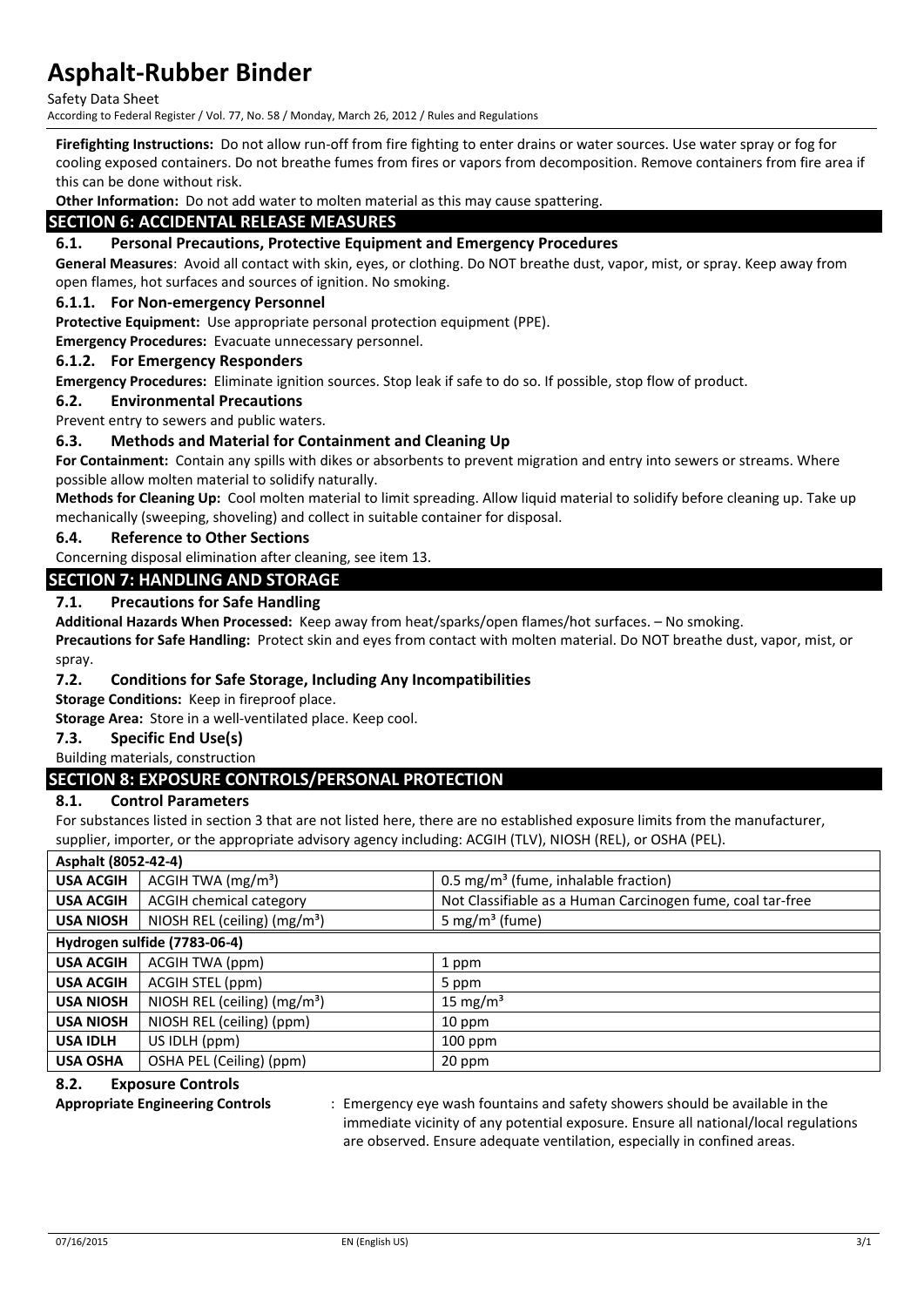**Firefighting Instructions:** Do not allow run-off from fire fighting to enter drains or water sources. Use water spray or fog for cooling exposed containers. Do not breathe fumes from fires or vapors from decomposition. Remove containers from fire area if this can be done without risk.

**Other Information:** Do not add water to molten material as this may cause spattering.

## SECTION 6: ACCIDENTAL RELEASE MEASURES

### 6.1. Personal Precautions, Protective Equipment and Emergency Procedures

**General Measures**: Avoid all contact with skin, eyes, or clothing. Do NOT breathe dust, vapor, mist, or spray. Keep away from open flames, hot surfaces and sources of ignition. No smoking.

#### 6.1.1. For Non-emergency Personnel

**Protective Equipment:** Use appropriate personal protection equipment (PPE).

**Emergency Procedures:** Evacuate unnecessary personnel.

#### 6.1.2. For Emergency Responders

**Emergency Procedures:** Eliminate ignition sources. Stop leak if safe to do so. If possible, stop flow of product.

### 6.2. Environmental Precautions

Prevent entry to sewers and public waters.

### 6.3. Methods and Material for Containment and Cleaning Up

**For Containment:** Contain any spills with dikes or absorbents to prevent migration and entry into sewers or streams. Where possible allow molten material to solidify naturally.

**Methods for Cleaning Up:** Cool molten material to limit spreading. Allow liquid material to solidify before cleaning up. Take up mechanically (sweeping, shoveling) and collect in suitable container for disposal.

### 6.4. Reference to Other Sections

Concerning disposal elimination after cleaning, see item 13.

## SECTION 7: HANDLING AND STORAGE

### 7.1. Precautions for Safe Handling

**Additional Hazards When Processed:** Keep away from heat/sparks/open flames/hot surfaces. – No smoking.

**Precautions for Safe Handling:** Protect skin and eyes from contact with molten material. Do NOT breathe dust, vapor, mist, or spray.

### 7.2. Conditions for Safe Storage, Including Any Incompatibilities

**Storage Conditions:** Keep in fireproof place.

**Storage Area:** Store in a well-ventilated place. Keep cool.

### 7.3. Specific End Use(s)

Building materials, construction

## SECTION 8: EXPOSURE CONTROLS/PERSONAL PROTECTION

### 8.1. Control Parameters

For substances listed in section 3 that are not listed here, there are no established exposure limits from the manufacturer, supplier, importer, or the appropriate advisory agency including: ACGIH (TLV), NIOSH (REL), or OSHA (PEL).

| **Asphalt (8052-42-4)** | | |
|---|---|---|
| **USA ACGIH** | ACGIH TWA (mg/m³) | 0.5 mg/m³ (fume, inhalable fraction) |
| **USA ACGIH** | ACGIH chemical category | Not Classifiable as a Human Carcinogen fume, coal tar-free |
| **USA NIOSH** | NIOSH REL (ceiling) (mg/m³) | 5 mg/m³ (fume) |
| **Hydrogen sulfide (7783-06-4)** | | |
| **USA ACGIH** | ACGIH TWA (ppm) | 1 ppm |
| **USA ACGIH** | ACGIH STEL (ppm) | 5 ppm |
| **USA NIOSH** | NIOSH REL (ceiling) (mg/m³) | 15 mg/m³ |
| **USA NIOSH** | NIOSH REL (ceiling) (ppm) | 10 ppm |
| **USA IDLH** | US IDLH (ppm) | 100 ppm |
| **USA OSHA** | OSHA PEL (Ceiling) (ppm) | 20 ppm |

### 8.2. Exposure Controls

**Appropriate Engineering Controls** : Emergency eye wash fountains and safety showers should be available in the immediate vicinity of any potential exposure. Ensure all national/local regulations are observed. Ensure adequate ventilation, especially in confined areas.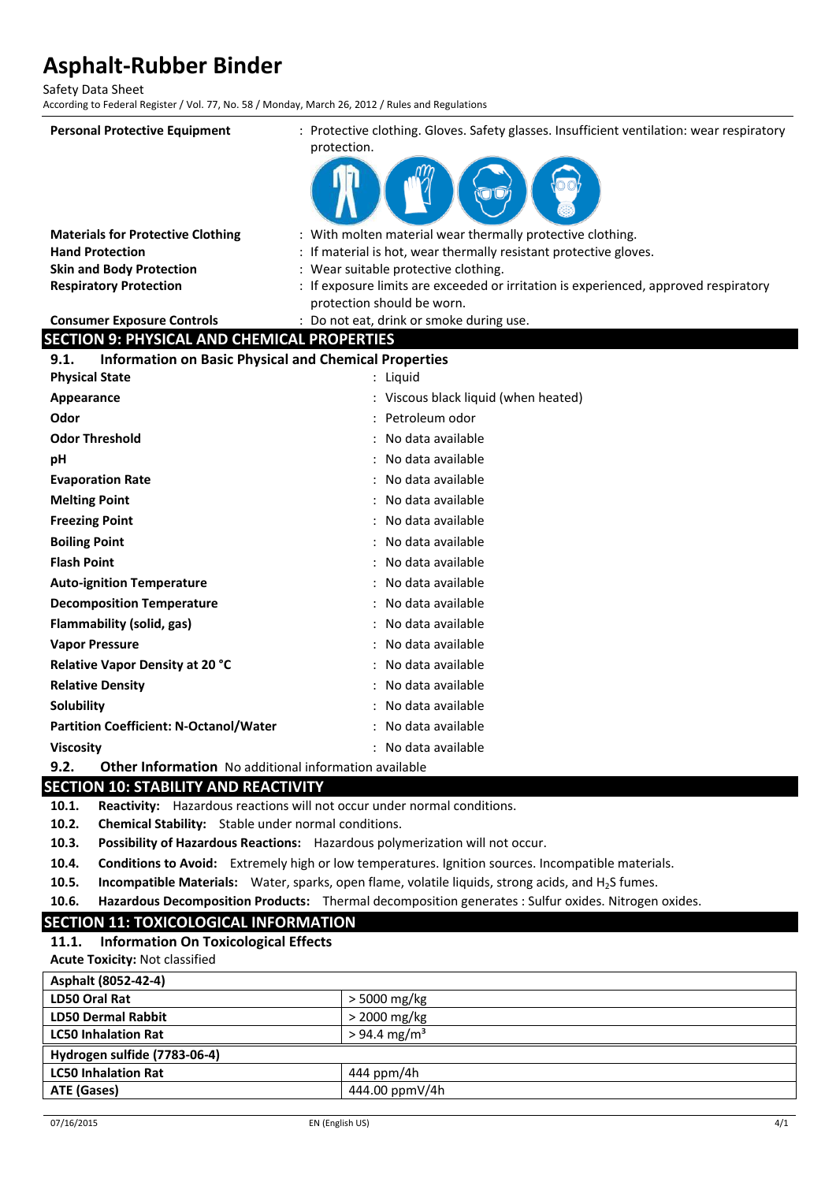**Personal Protective Equipment** : Protective clothing. Gloves. Safety glasses. Insufficient ventilation: wear respiratory protection.

**Materials for Protective Clothing** : With molten material wear thermally protective clothing.

**Hand Protection** : If material is hot, wear thermally resistant protective gloves.

**Skin and Body Protection** : Wear suitable protective clothing.

**Respiratory Protection** : If exposure limits are exceeded or irritation is experienced, approved respiratory protection should be worn.

**Consumer Exposure Controls** : Do not eat, drink or smoke during use.

## SECTION 9: PHYSICAL AND CHEMICAL PROPERTIES

### 9.1. Information on Basic Physical and Chemical Properties

**Physical State** : Liquid

**Appearance** : Viscous black liquid (when heated)

**Odor** : Petroleum odor

**Odor Threshold** : No data available

**pH** : No data available

**Evaporation Rate** : No data available

**Melting Point** : No data available

**Freezing Point** : No data available

**Boiling Point** : No data available

**Flash Point** : No data available

**Auto-ignition Temperature** : No data available

**Decomposition Temperature** : No data available

**Flammability (solid, gas)** : No data available

**Vapor Pressure** : No data available

**Relative Vapor Density at 20 °C** : No data available

**Relative Density** : No data available

**Solubility** : No data available

**Partition Coefficient: N-Octanol/Water** : No data available

**Viscosity** : No data available

### 9.2. Other Information
No additional information available

## SECTION 10: STABILITY AND REACTIVITY

**10.1. Reactivity:** Hazardous reactions will not occur under normal conditions.

**10.2. Chemical Stability:** Stable under normal conditions.

**10.3. Possibility of Hazardous Reactions:** Hazardous polymerization will not occur.

**10.4. Conditions to Avoid:** Extremely high or low temperatures. Ignition sources. Incompatible materials.

**10.5. Incompatible Materials:** Water, sparks, open flame, volatile liquids, strong acids, and $H_2S$ fumes.

**10.6. Hazardous Decomposition Products:** Thermal decomposition generates : Sulfur oxides. Nitrogen oxides.

## SECTION 11: TOXICOLOGICAL INFORMATION

### 11.1. Information On Toxicological Effects

**Acute Toxicity:** Not classified

| Asphalt (8052-42-4) | |
|---|---|
| LD50 Oral Rat | > 5000 mg/kg |
| LD50 Dermal Rabbit | > 2000 mg/kg |
| LC50 Inhalation Rat | > 94.4 mg/m³ |
| **Hydrogen sulfide (7783-06-4)** | |
| LC50 Inhalation Rat | 444 ppm/4h |
| ATE (Gases) | 444.00 ppmV/4h |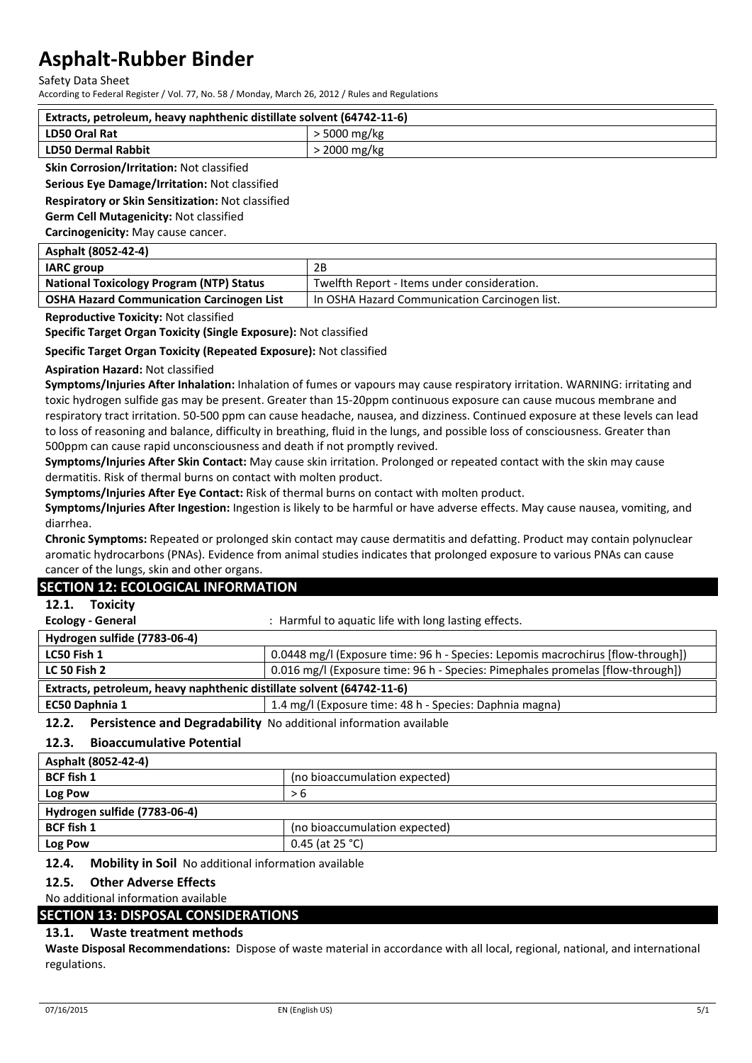| Extracts, petroleum, heavy naphthenic distillate solvent (64742-11-6) | |
|---|---|
| LD50 Oral Rat | > 5000 mg/kg |
| LD50 Dermal Rabbit | > 2000 mg/kg |

**Skin Corrosion/Irritation:** Not classified

**Serious Eye Damage/Irritation:** Not classified

**Respiratory or Skin Sensitization:** Not classified

**Germ Cell Mutagenicity:** Not classified

**Carcinogenicity:** May cause cancer.

| Asphalt (8052-42-4) | |
|---|---|
| IARC group | 2B |
| National Toxicology Program (NTP) Status | Twelfth Report - Items under consideration. |
| OSHA Hazard Communication Carcinogen List | In OSHA Hazard Communication Carcinogen list. |

**Reproductive Toxicity:** Not classified

**Specific Target Organ Toxicity (Single Exposure):** Not classified

**Specific Target Organ Toxicity (Repeated Exposure):** Not classified

**Aspiration Hazard:** Not classified

**Symptoms/Injuries After Inhalation:** Inhalation of fumes or vapours may cause respiratory irritation. WARNING: irritating and toxic hydrogen sulfide gas may be present. Greater than 15-20ppm continuous exposure can cause mucous membrane and respiratory tract irritation. 50-500 ppm can cause headache, nausea, and dizziness. Continued exposure at these levels can lead to loss of reasoning and balance, difficulty in breathing, fluid in the lungs, and possible loss of consciousness. Greater than 500ppm can cause rapid unconsciousness and death if not promptly revived.

**Symptoms/Injuries After Skin Contact:** May cause skin irritation. Prolonged or repeated contact with the skin may cause dermatitis. Risk of thermal burns on contact with molten product.

**Symptoms/Injuries After Eye Contact:** Risk of thermal burns on contact with molten product.

**Symptoms/Injuries After Ingestion:** Ingestion is likely to be harmful or have adverse effects. May cause nausea, vomiting, and diarrhea.

**Chronic Symptoms:** Repeated or prolonged skin contact may cause dermatitis and defatting. Product may contain polynuclear aromatic hydrocarbons (PNAs). Evidence from animal studies indicates that prolonged exposure to various PNAs can cause cancer of the lungs, skin and other organs.

## SECTION 12: ECOLOGICAL INFORMATION

### 12.1. Toxicity

**Ecology - General** : Harmful to aquatic life with long lasting effects.

| Hydrogen sulfide (7783-06-4) | |
|---|---|
| LC50 Fish 1 | 0.0448 mg/l (Exposure time: 96 h - Species: Lepomis macrochirus [flow-through]) |
| LC 50 Fish 2 | 0.016 mg/l (Exposure time: 96 h - Species: Pimephales promelas [flow-through]) |
| **Extracts, petroleum, heavy naphthenic distillate solvent (64742-11-6)** | |
| EC50 Daphnia 1 | 1.4 mg/l (Exposure time: 48 h - Species: Daphnia magna) |

### 12.2. Persistence and Degradability

No additional information available

### 12.3. Bioaccumulative Potential

| Asphalt (8052-42-4) | |
|---|---|
| BCF fish 1 | (no bioaccumulation expected) |
| Log Pow | > 6 |
| **Hydrogen sulfide (7783-06-4)** | |
| BCF fish 1 | (no bioaccumulation expected) |
| Log Pow | 0.45 (at 25 °C) |

### 12.4. Mobility in Soil

No additional information available

### 12.5. Other Adverse Effects

No additional information available

## SECTION 13: DISPOSAL CONSIDERATIONS

### 13.1. Waste treatment methods

**Waste Disposal Recommendations:** Dispose of waste material in accordance with all local, regional, national, and international regulations.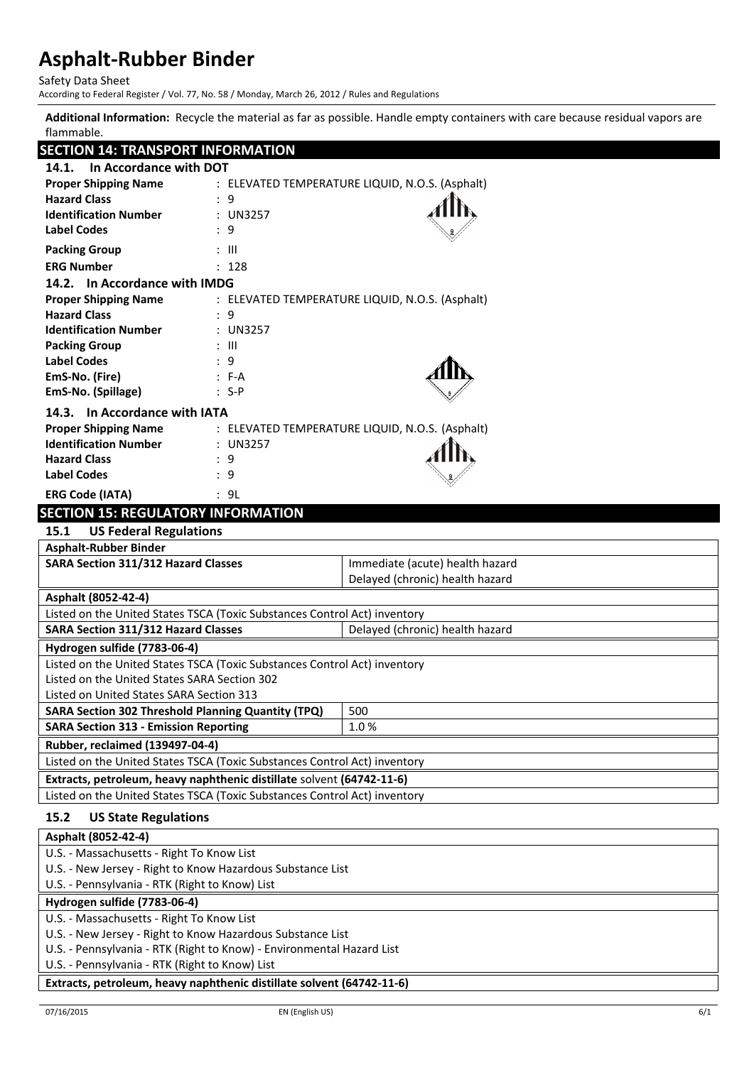**Additional Information:** Recycle the material as far as possible. Handle empty containers with care because residual vapors are flammable.

## SECTION 14: TRANSPORT INFORMATION

### 14.1. In Accordance with DOT

**Proper Shipping Name** : ELEVATED TEMPERATURE LIQUID, N.O.S. (Asphalt)
**Hazard Class** : 9
**Identification Number** : UN3257
**Label Codes** : 9
**Packing Group** : III
**ERG Number** : 128

### 14.2. In Accordance with IMDG

**Proper Shipping Name** : ELEVATED TEMPERATURE LIQUID, N.O.S. (Asphalt)
**Hazard Class** : 9
**Identification Number** : UN3257
**Packing Group** : III
**Label Codes** : 9
**EmS-No. (Fire)** : F-A
**EmS-No. (Spillage)** : S-P

### 14.3. In Accordance with IATA

**Proper Shipping Name** : ELEVATED TEMPERATURE LIQUID, N.O.S. (Asphalt)
**Identification Number** : UN3257
**Hazard Class** : 9
**Label Codes** : 9
**ERG Code (IATA)** : 9L

## SECTION 15: REGULATORY INFORMATION

### 15.1 US Federal Regulations

| **Asphalt-Rubber Binder** | |
|---|---|
| **SARA Section 311/312 Hazard Classes** | Immediate (acute) health hazard<br>Delayed (chronic) health hazard |

| **Asphalt (8052-42-4)** | |
|---|---|
| Listed on the United States TSCA (Toxic Substances Control Act) inventory | |
| **SARA Section 311/312 Hazard Classes** | Delayed (chronic) health hazard |

| **Hydrogen sulfide (7783-06-4)** | |
|---|---|
| Listed on the United States TSCA (Toxic Substances Control Act) inventory<br>Listed on the United States SARA Section 302<br>Listed on United States SARA Section 313 | |
| **SARA Section 302 Threshold Planning Quantity (TPQ)** | 500 |
| **SARA Section 313 - Emission Reporting** | 1.0 % |

| **Rubber, reclaimed (139497-04-4)** |
|---|
| Listed on the United States TSCA (Toxic Substances Control Act) inventory |

| **Extracts, petroleum, heavy naphthenic distillate solvent (64742-11-6)** |
|---|
| Listed on the United States TSCA (Toxic Substances Control Act) inventory |

### 15.2 US State Regulations

| **Asphalt (8052-42-4)** |
|---|
| U.S. - Massachusetts - Right To Know List<br>U.S. - New Jersey - Right to Know Hazardous Substance List<br>U.S. - Pennsylvania - RTK (Right to Know) List |

| **Hydrogen sulfide (7783-06-4)** |
|---|
| U.S. - Massachusetts - Right To Know List<br>U.S. - New Jersey - Right to Know Hazardous Substance List<br>U.S. - Pennsylvania - RTK (Right to Know) - Environmental Hazard List<br>U.S. - Pennsylvania - RTK (Right to Know) List |

| **Extracts, petroleum, heavy naphthenic distillate solvent (64742-11-6)** |
|---|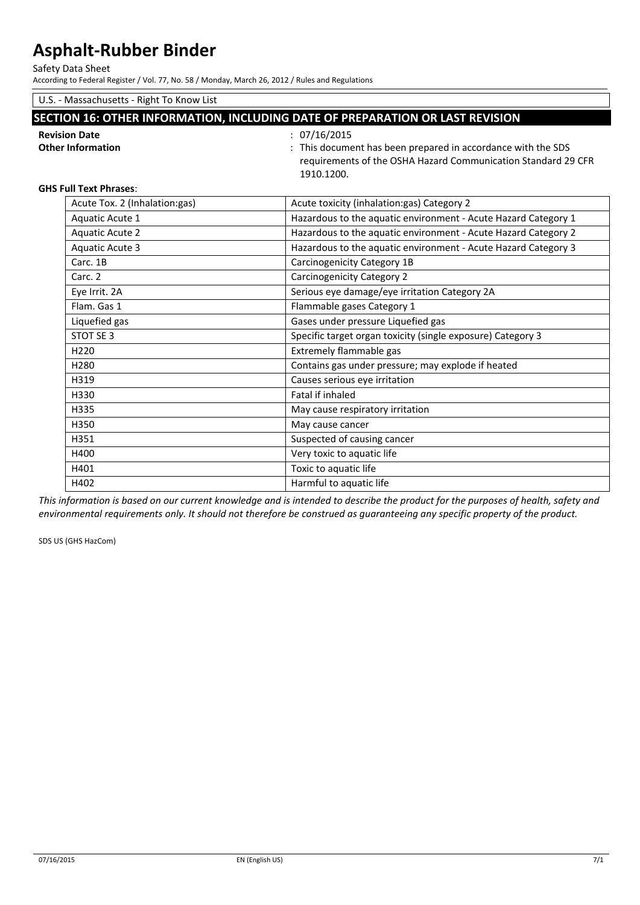U.S. - Massachusetts - Right To Know List

## SECTION 16: OTHER INFORMATION, INCLUDING DATE OF PREPARATION OR LAST REVISION

**Revision Date** : 07/16/2015

**Other Information** : This document has been prepared in accordance with the SDS requirements of the OSHA Hazard Communication Standard 29 CFR 1910.1200.

**GHS Full Text Phrases**:

| | |
|---|---|
| Acute Tox. 2 (Inhalation:gas) | Acute toxicity (inhalation:gas) Category 2 |
| Aquatic Acute 1 | Hazardous to the aquatic environment - Acute Hazard Category 1 |
| Aquatic Acute 2 | Hazardous to the aquatic environment - Acute Hazard Category 2 |
| Aquatic Acute 3 | Hazardous to the aquatic environment - Acute Hazard Category 3 |
| Carc. 1B | Carcinogenicity Category 1B |
| Carc. 2 | Carcinogenicity Category 2 |
| Eye Irrit. 2A | Serious eye damage/eye irritation Category 2A |
| Flam. Gas 1 | Flammable gases Category 1 |
| Liquefied gas | Gases under pressure Liquefied gas |
| STOT SE 3 | Specific target organ toxicity (single exposure) Category 3 |
| H220 | Extremely flammable gas |
| H280 | Contains gas under pressure; may explode if heated |
| H319 | Causes serious eye irritation |
| H330 | Fatal if inhaled |
| H335 | May cause respiratory irritation |
| H350 | May cause cancer |
| H351 | Suspected of causing cancer |
| H400 | Very toxic to aquatic life |
| H401 | Toxic to aquatic life |
| H402 | Harmful to aquatic life |

*This information is based on our current knowledge and is intended to describe the product for the purposes of health, safety and environmental requirements only. It should not therefore be construed as guaranteeing any specific property of the product.*

SDS US (GHS HazCom)